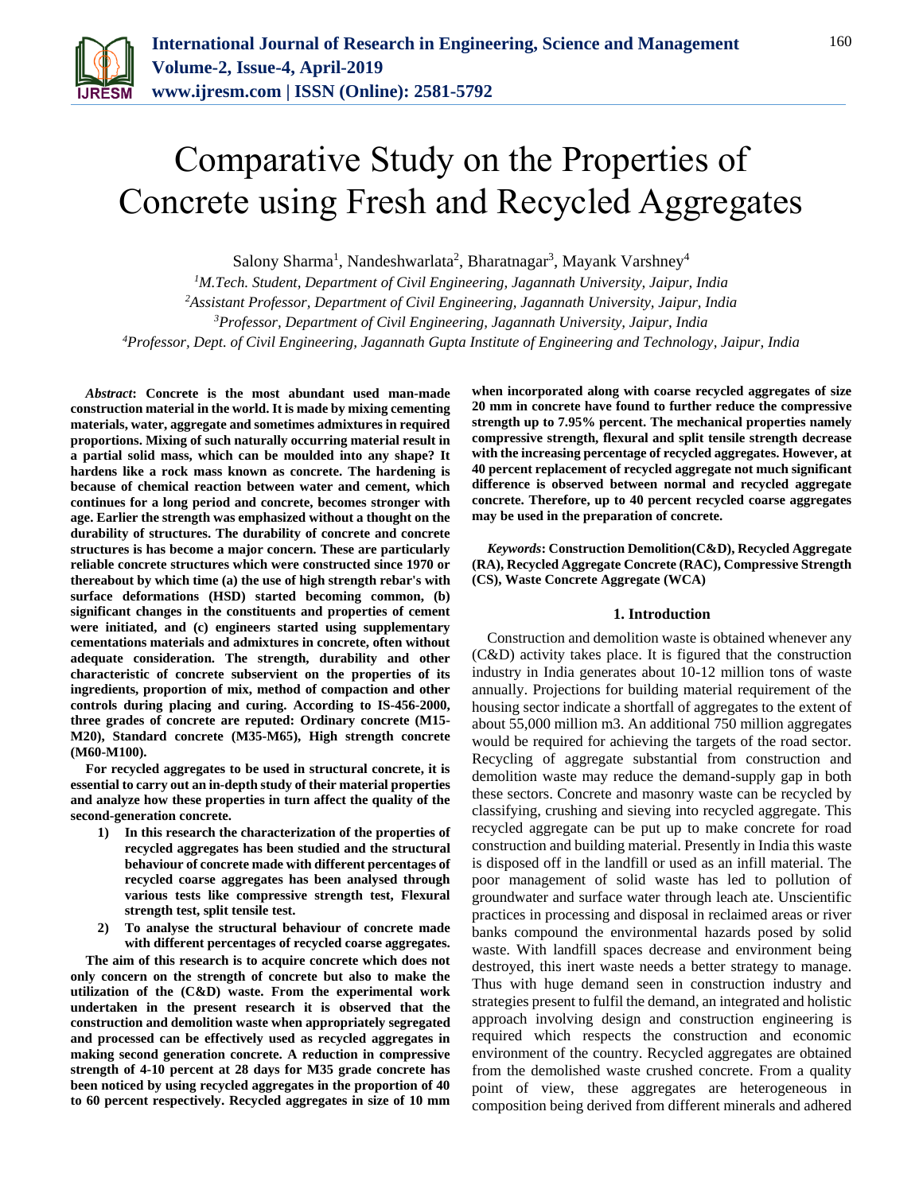# Comparative Study on the Properties of Concrete using Fresh and Recycled Aggregates

Salony Sharma[1], Nandeshwarlata[2], Bharatnagar[3], Mayank Varshney[4]

[1]*M.Tech. Student, Department of Civil Engineering, Jagannath University, Jaipur, India*
[2]*Assistant Professor, Department of Civil Engineering, Jagannath University, Jaipur, India*
[3]*Professor, Department of Civil Engineering, Jagannath University, Jaipur, India*
[4]*Professor, Dept. of Civil Engineering, Jagannath Gupta Institute of Engineering and Technology, Jaipur, India*

***Abstract*: Concrete is the most abundant used man-made construction material in the world. It is made by mixing cementing materials, water, aggregate and sometimes admixtures in required proportions. Mixing of such naturally occurring material result in a partial solid mass, which can be moulded into any shape? It hardens like a rock mass known as concrete. The hardening is because of chemical reaction between water and cement, which continues for a long period and concrete, becomes stronger with age. Earlier the strength was emphasized without a thought on the durability of structures. The durability of concrete and concrete structures is has become a major concern. These are particularly reliable concrete structures which were constructed since 1970 or thereabout by which time (a) the use of high strength rebar's with surface deformations (HSD) started becoming common, (b) significant changes in the constituents and properties of cement were initiated, and (c) engineers started using supplementary cementations materials and admixtures in concrete, often without adequate consideration. The strength, durability and other characteristic of concrete subservient on the properties of its ingredients, proportion of mix, method of compaction and other controls during placing and curing. According to IS-456-2000, three grades of concrete are reputed: Ordinary concrete (M15-M20), Standard concrete (M35-M65), High strength concrete (M60-M100).**

**For recycled aggregates to be used in structural concrete, it is essential to carry out an in-depth study of their material properties and analyze how these properties in turn affect the quality of the second-generation concrete.**

1) **In this research the characterization of the properties of recycled aggregates has been studied and the structural behaviour of concrete made with different percentages of recycled coarse aggregates has been analysed through various tests like compressive strength test, Flexural strength test, split tensile test.**
2) **To analyse the structural behaviour of concrete made with different percentages of recycled coarse aggregates.**

**The aim of this research is to acquire concrete which does not only concern on the strength of concrete but also to make the utilization of the (C&D) waste. From the experimental work undertaken in the present research it is observed that the construction and demolition waste when appropriately segregated and processed can be effectively used as recycled aggregates in making second generation concrete. A reduction in compressive strength of 4-10 percent at 28 days for M35 grade concrete has been noticed by using recycled aggregates in the proportion of 40 to 60 percent respectively. Recycled aggregates in size of 10 mm when incorporated along with coarse recycled aggregates of size 20 mm in concrete have found to further reduce the compressive strength up to 7.95% percent. The mechanical properties namely compressive strength, flexural and split tensile strength decrease with the increasing percentage of recycled aggregates. However, at 40 percent replacement of recycled aggregate not much significant difference is observed between normal and recycled aggregate concrete. Therefore, up to 40 percent recycled coarse aggregates may be used in the preparation of concrete.**

***Keywords*: Construction Demolition(C&D), Recycled Aggregate (RA), Recycled Aggregate Concrete (RAC), Compressive Strength (CS), Waste Concrete Aggregate (WCA)**

## 1. Introduction

Construction and demolition waste is obtained whenever any (C&D) activity takes place. It is figured that the construction industry in India generates about 10-12 million tons of waste annually. Projections for building material requirement of the housing sector indicate a shortfall of aggregates to the extent of about 55,000 million m3. An additional 750 million aggregates would be required for achieving the targets of the road sector. Recycling of aggregate substantial from construction and demolition waste may reduce the demand-supply gap in both these sectors. Concrete and masonry waste can be recycled by classifying, crushing and sieving into recycled aggregate. This recycled aggregate can be put up to make concrete for road construction and building material. Presently in India this waste is disposed off in the landfill or used as an infill material. The poor management of solid waste has led to pollution of groundwater and surface water through leach ate. Unscientific practices in processing and disposal in reclaimed areas or river banks compound the environmental hazards posed by solid waste. With landfill spaces decrease and environment being destroyed, this inert waste needs a better strategy to manage. Thus with huge demand seen in construction industry and strategies present to fulfil the demand, an integrated and holistic approach involving design and construction engineering is required which respects the construction and economic environment of the country. Recycled aggregates are obtained from the demolished waste crushed concrete. From a quality point of view, these aggregates are heterogeneous in composition being derived from different minerals and adhered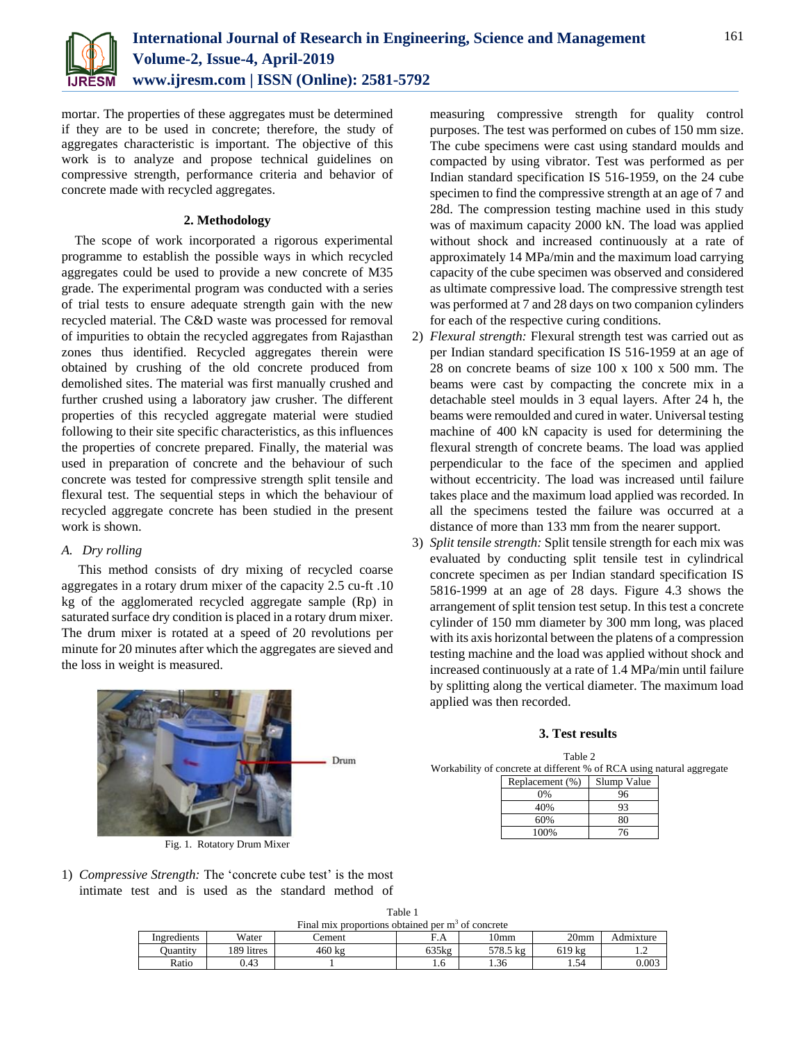mortar. The properties of these aggregates must be determined if they are to be used in concrete; therefore, the study of aggregates characteristic is important. The objective of this work is to analyze and propose technical guidelines on compressive strength, performance criteria and behavior of concrete made with recycled aggregates.

## 2. Methodology

The scope of work incorporated a rigorous experimental programme to establish the possible ways in which recycled aggregates could be used to provide a new concrete of M35 grade. The experimental program was conducted with a series of trial tests to ensure adequate strength gain with the new recycled material. The C&D waste was processed for removal of impurities to obtain the recycled aggregates from Rajasthan zones thus identified. Recycled aggregates therein were obtained by crushing of the old concrete produced from demolished sites. The material was first manually crushed and further crushed using a laboratory jaw crusher. The different properties of this recycled aggregate material were studied following to their site specific characteristics, as this influences the properties of concrete prepared. Finally, the material was used in preparation of concrete and the behaviour of such concrete was tested for compressive strength split tensile and flexural test. The sequential steps in which the behaviour of recycled aggregate concrete has been studied in the present work is shown.

### *A. Dry rolling*

This method consists of dry mixing of recycled coarse aggregates in a rotary drum mixer of the capacity 2.5 cu-ft .10 kg of the agglomerated recycled aggregate sample (Rp) in saturated surface dry condition is placed in a rotary drum mixer. The drum mixer is rotated at a speed of 20 revolutions per minute for 20 minutes after which the aggregates are sieved and the loss in weight is measured.

Drum

Fig. 1. Rotatory Drum Mixer

1) *Compressive Strength:* The 'concrete cube test' is the most intimate test and is used as the standard method of measuring compressive strength for quality control purposes. The test was performed on cubes of 150 mm size. The cube specimens were cast using standard moulds and compacted by using vibrator. Test was performed as per Indian standard specification IS 516-1959, on the 24 cube specimen to find the compressive strength at an age of 7 and 28d. The compression testing machine used in this study was of maximum capacity 2000 kN. The load was applied without shock and increased continuously at a rate of approximately 14 MPa/min and the maximum load carrying capacity of the cube specimen was observed and considered as ultimate compressive load. The compressive strength test was performed at 7 and 28 days on two companion cylinders for each of the respective curing conditions.
2) *Flexural strength:* Flexural strength test was carried out as per Indian standard specification IS 516-1959 at an age of 28 on concrete beams of size 100 x 100 x 500 mm. The beams were cast by compacting the concrete mix in a detachable steel moulds in 3 equal layers. After 24 h, the beams were remoulded and cured in water. Universal testing machine of 400 kN capacity is used for determining the flexural strength of concrete beams. The load was applied perpendicular to the face of the specimen and applied without eccentricity. The load was increased until failure takes place and the maximum load applied was recorded. In all the specimens tested the failure was occurred at a distance of more than 133 mm from the nearer support.
3) *Split tensile strength:* Split tensile strength for each mix was evaluated by conducting split tensile test in cylindrical concrete specimen as per Indian standard specification IS 5816-1999 at an age of 28 days. Figure 4.3 shows the arrangement of split tension test setup. In this test a concrete cylinder of 150 mm diameter by 300 mm long, was placed with its axis horizontal between the platens of a compression testing machine and the load was applied without shock and increased continuously at a rate of 1.4 MPa/min until failure by splitting along the vertical diameter. The maximum load applied was then recorded.

## 3. Test results

Table 2
Workability of concrete at different % of RCA using natural aggregate

| Replacement (%) | Slump Value |
|---|---|
| 0% | 96 |
| 40% | 93 |
| 60% | 80 |
| 100% | 76 |

Table 1
Final mix proportions obtained per m$^3$ of concrete

| Ingredients | Water | Cement | F.A | 10mm | 20mm | Admixture |
|---|---|---|---|---|---|---|
| Quantity | 189 litres | 460 kg | 635kg | 578.5 kg | 619 kg | 1.2 |
| Ratio | 0.43 | 1 | 1.6 | 1.36 | 1.54 | 0.003 |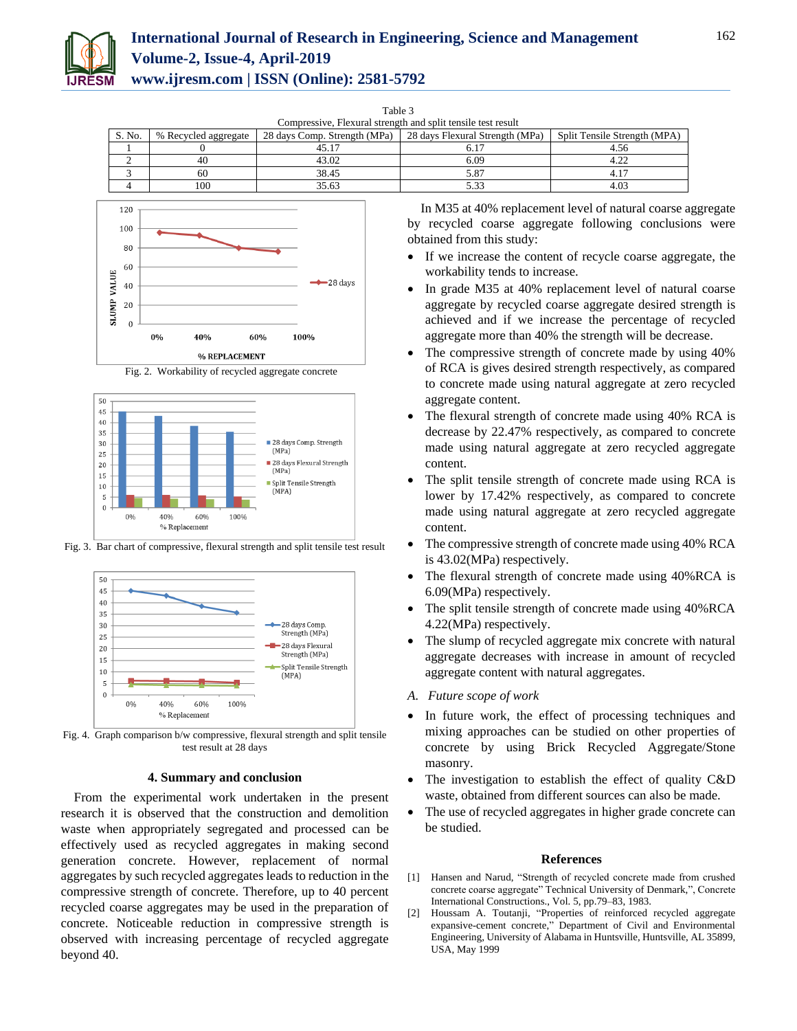Table 3
Compressive, Flexural strength and split tensile test result

| S. No. | % Recycled aggregate | 28 days Comp. Strength (MPa) | 28 days Flexural Strength (MPa) | Split Tensile Strength (MPA) |
|---|---|---|---|---|
| 1 | 0 | 45.17 | 6.17 | 4.56 |
| 2 | 40 | 43.02 | 6.09 | 4.22 |
| 3 | 60 | 38.45 | 5.87 | 4.17 |
| 4 | 100 | 35.63 | 5.33 | 4.03 |

Fig. 2. Workability of recycled aggregate concrete

Fig. 3. Bar chart of compressive, flexural strength and split tensile test result

Fig. 4. Graph comparison b/w compressive, flexural strength and split tensile test result at 28 days

## 4. Summary and conclusion

From the experimental work undertaken in the present research it is observed that the construction and demolition waste when appropriately segregated and processed can be effectively used as recycled aggregates in making second generation concrete. However, replacement of normal aggregates by such recycled aggregates leads to reduction in the compressive strength of concrete. Therefore, up to 40 percent recycled coarse aggregates may be used in the preparation of concrete. Noticeable reduction in compressive strength is observed with increasing percentage of recycled aggregate beyond 40.

In M35 at 40% replacement level of natural coarse aggregate by recycled coarse aggregate following conclusions were obtained from this study:

- If we increase the content of recycle coarse aggregate, the workability tends to increase.
- In grade M35 at 40% replacement level of natural coarse aggregate by recycled coarse aggregate desired strength is achieved and if we increase the percentage of recycled aggregate more than 40% the strength will be decrease.
- The compressive strength of concrete made by using 40% of RCA is gives desired strength respectively, as compared to concrete made using natural aggregate at zero recycled aggregate content.
- The flexural strength of concrete made using 40% RCA is decrease by 22.47% respectively, as compared to concrete made using natural aggregate at zero recycled aggregate content.
- The split tensile strength of concrete made using RCA is lower by 17.42% respectively, as compared to concrete made using natural aggregate at zero recycled aggregate content.
- The compressive strength of concrete made using 40% RCA is 43.02(MPa) respectively.
- The flexural strength of concrete made using 40%RCA is 6.09(MPa) respectively.
- The split tensile strength of concrete made using 40%RCA 4.22(MPa) respectively.
- The slump of recycled aggregate mix concrete with natural aggregate decreases with increase in amount of recycled aggregate content with natural aggregates.

### *A. Future scope of work*

- In future work, the effect of processing techniques and mixing approaches can be studied on other properties of concrete by using Brick Recycled Aggregate/Stone masonry.
- The investigation to establish the effect of quality C&D waste, obtained from different sources can also be made.
- The use of recycled aggregates in higher grade concrete can be studied.

## References

[1] Hansen and Narud, "Strength of recycled concrete made from crushed concrete coarse aggregate" Technical University of Denmark,", Concrete International Constructions., Vol. 5, pp.79–83, 1983.

[2] Houssam A. Toutanji, "Properties of reinforced recycled aggregate expansive-cement concrete," Department of Civil and Environmental Engineering, University of Alabama in Huntsville, Huntsville, AL 35899, USA, May 1999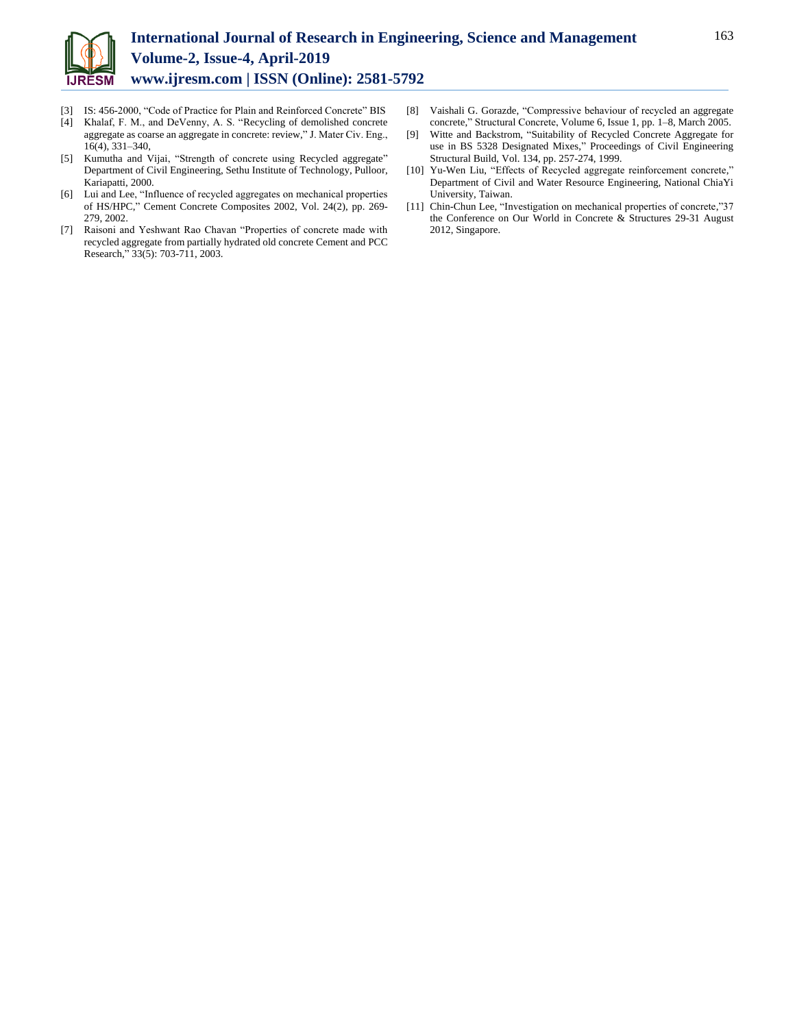[3] IS: 456-2000, "Code of Practice for Plain and Reinforced Concrete" BIS

[4] Khalaf, F. M., and DeVenny, A. S. "Recycling of demolished concrete aggregate as coarse an aggregate in concrete: review," J. Mater Civ. Eng., 16(4), 331–340,

[5] Kumutha and Vijai, "Strength of concrete using Recycled aggregate" Department of Civil Engineering, Sethu Institute of Technology, Pulloor, Kariapatti, 2000.

[6] Lui and Lee, "Influence of recycled aggregates on mechanical properties of HS/HPC," Cement Concrete Composites 2002, Vol. 24(2), pp. 269-279, 2002.

[7] Raisoni and Yeshwant Rao Chavan "Properties of concrete made with recycled aggregate from partially hydrated old concrete Cement and PCC Research," 33(5): 703-711, 2003.

[8] Vaishali G. Gorazde, "Compressive behaviour of recycled an aggregate concrete," Structural Concrete, Volume 6, Issue 1, pp. 1–8, March 2005.

[9] Witte and Backstrom, "Suitability of Recycled Concrete Aggregate for use in BS 5328 Designated Mixes," Proceedings of Civil Engineering Structural Build, Vol. 134, pp. 257-274, 1999.

[10] Yu-Wen Liu, "Effects of Recycled aggregate reinforcement concrete," Department of Civil and Water Resource Engineering, National ChiaYi University, Taiwan.

[11] Chin-Chun Lee, "Investigation on mechanical properties of concrete,"37 the Conference on Our World in Concrete & Structures 29-31 August 2012, Singapore.